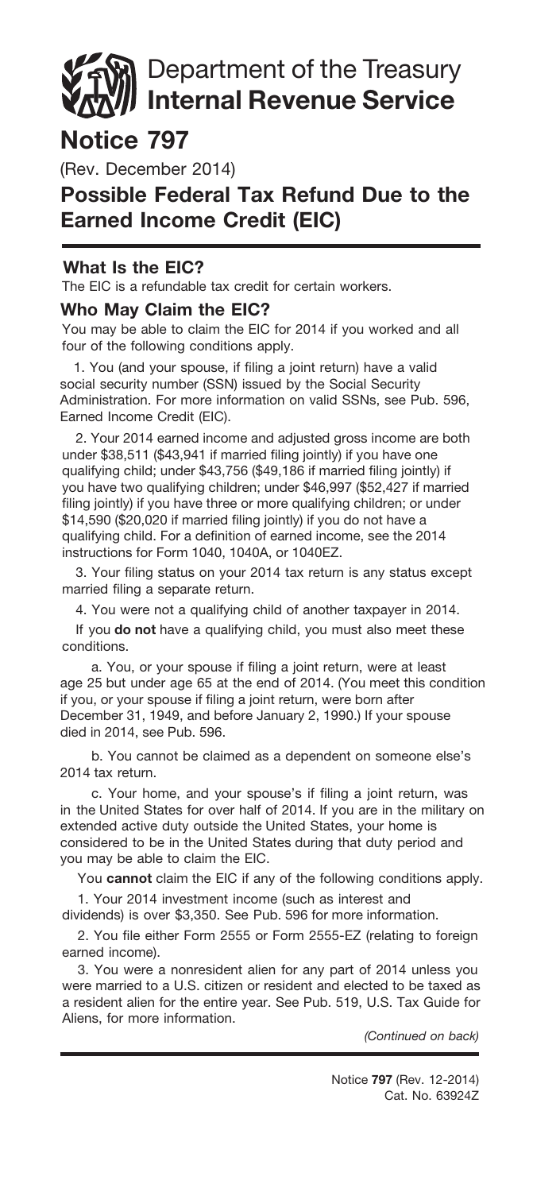# Department of the Treasury **Internal Revenue Service**

# Notice 797

(Rev. December 2014)

## Possible Federal Tax Refund Due to the Earned Income Credit (EIC)

### What Is the EIC?

The EIC is a refundable tax credit for certain workers.

### Who May Claim the EIC?

You may be able to claim the EIC for 2014 if you worked and all four of the following conditions apply.

1. You (and your spouse, if filing a joint return) have a valid social security number (SSN) issued by the Social Security Administration. For more information on valid SSNs, see Pub. 596, Earned Income Credit (EIC).

2. Your 2014 earned income and adjusted gross income are both under $38,511 ($43,941 if married filing jointly) if you have one qualifying child; under $43,756 ($49,186 if married filing jointly) if you have two qualifying children; under $46,997 ($52,427 if married filing jointly) if you have three or more qualifying children; or under $14,590 ($20,020 if married filing jointly) if you do not have a qualifying child. For a definition of earned income, see the 2014 instructions for Form 1040, 1040A, or 1040EZ.

3. Your filing status on your 2014 tax return is any status except married filing a separate return.

4. You were not a qualifying child of another taxpayer in 2014.

If you **do not** have a qualifying child, you must also meet these conditions.

a. You, or your spouse if filing a joint return, were at least age 25 but under age 65 at the end of 2014. (You meet this condition if you, or your spouse if filing a joint return, were born after December 31, 1949, and before January 2, 1990.) If your spouse died in 2014, see Pub. 596.

b. You cannot be claimed as a dependent on someone else's 2014 tax return.

c. Your home, and your spouse's if filing a joint return, was in the United States for over half of 2014. If you are in the military on extended active duty outside the United States, your home is considered to be in the United States during that duty period and you may be able to claim the EIC.

You **cannot** claim the EIC if any of the following conditions apply.

1. Your 2014 investment income (such as interest and dividends) is over $3,350. See Pub. 596 for more information.

2. You file either Form 2555 or Form 2555-EZ (relating to foreign earned income).

3. You were a nonresident alien for any part of 2014 unless you were married to a U.S. citizen or resident and elected to be taxed as a resident alien for the entire year. See Pub. 519, U.S. Tax Guide for Aliens, for more information.

*(Continued on back)*

Notice **797** (Rev. 12-2014)
Cat. No. 63924Z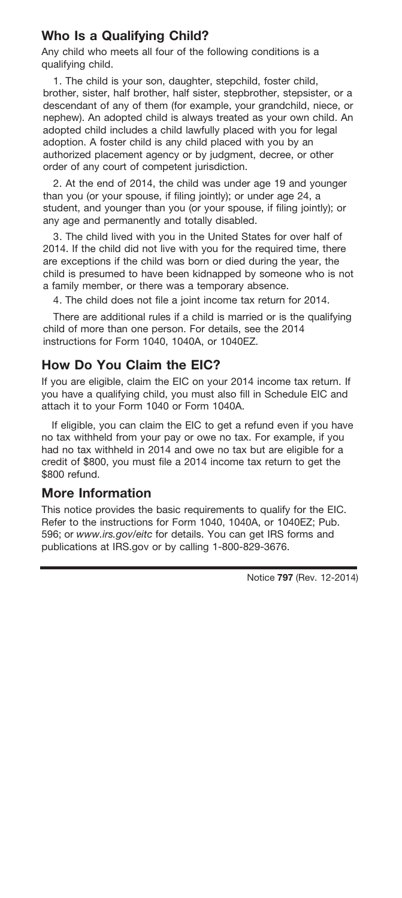## Who Is a Qualifying Child?

Any child who meets all four of the following conditions is a qualifying child.

1. The child is your son, daughter, stepchild, foster child, brother, sister, half brother, half sister, stepbrother, stepsister, or a descendant of any of them (for example, your grandchild, niece, or nephew). An adopted child is always treated as your own child. An adopted child includes a child lawfully placed with you for legal adoption. A foster child is any child placed with you by an authorized placement agency or by judgment, decree, or other order of any court of competent jurisdiction.

2. At the end of 2014, the child was under age 19 and younger than you (or your spouse, if filing jointly); or under age 24, a student, and younger than you (or your spouse, if filing jointly); or any age and permanently and totally disabled.

3. The child lived with you in the United States for over half of 2014. If the child did not live with you for the required time, there are exceptions if the child was born or died during the year, the child is presumed to have been kidnapped by someone who is not a family member, or there was a temporary absence.

4. The child does not file a joint income tax return for 2014.

There are additional rules if a child is married or is the qualifying child of more than one person. For details, see the 2014 instructions for Form 1040, 1040A, or 1040EZ.

## How Do You Claim the EIC?

If you are eligible, claim the EIC on your 2014 income tax return. If you have a qualifying child, you must also fill in Schedule EIC and attach it to your Form 1040 or Form 1040A.

If eligible, you can claim the EIC to get a refund even if you have no tax withheld from your pay or owe no tax. For example, if you had no tax withheld in 2014 and owe no tax but are eligible for a credit of $800, you must file a 2014 income tax return to get the $800 refund.

## More Information

This notice provides the basic requirements to qualify for the EIC. Refer to the instructions for Form 1040, 1040A, or 1040EZ; Pub. 596; or *www.irs.gov/eitc* for details. You can get IRS forms and publications at IRS.gov or by calling 1-800-829-3676.

Notice **797** (Rev. 12-2014)